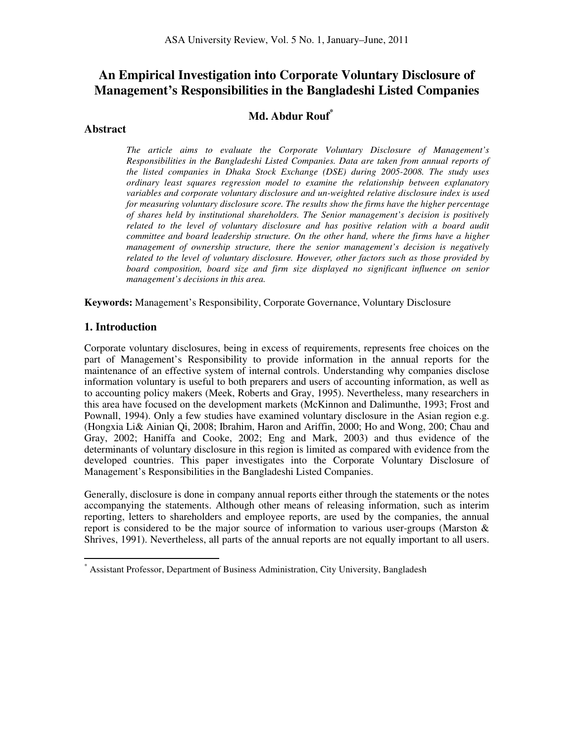# An Empirical Investigation into Corporate Voluntary Disclosure of Management's Responsibilities in the Bangladeshi Listed Companies

**Md. Abdur Rouf**[*]

## Abstract

*The article aims to evaluate the Corporate Voluntary Disclosure of Management's Responsibilities in the Bangladeshi Listed Companies. Data are taken from annual reports of the listed companies in Dhaka Stock Exchange (DSE) during 2005-2008. The study uses ordinary least squares regression model to examine the relationship between explanatory variables and corporate voluntary disclosure and un-weighted relative disclosure index is used for measuring voluntary disclosure score. The results show the firms have the higher percentage of shares held by institutional shareholders. The Senior management's decision is positively related to the level of voluntary disclosure and has positive relation with a board audit committee and board leadership structure. On the other hand, where the firms have a higher management of ownership structure, there the senior management's decision is negatively related to the level of voluntary disclosure. However, other factors such as those provided by board composition, board size and firm size displayed no significant influence on senior management's decisions in this area.*

**Keywords:** Management's Responsibility, Corporate Governance, Voluntary Disclosure

## 1. Introduction

Corporate voluntary disclosures, being in excess of requirements, represents free choices on the part of Management's Responsibility to provide information in the annual reports for the maintenance of an effective system of internal controls. Understanding why companies disclose information voluntary is useful to both preparers and users of accounting information, as well as to accounting policy makers (Meek, Roberts and Gray, 1995). Nevertheless, many researchers in this area have focused on the development markets (McKinnon and Dalimunthe, 1993; Frost and Pownall, 1994). Only a few studies have examined voluntary disclosure in the Asian region e.g. (Hongxia Li& Ainian Qi, 2008; Ibrahim, Haron and Ariffin, 2000; Ho and Wong, 200; Chau and Gray, 2002; Haniffa and Cooke, 2002; Eng and Mark, 2003) and thus evidence of the determinants of voluntary disclosure in this region is limited as compared with evidence from the developed countries. This paper investigates into the Corporate Voluntary Disclosure of Management's Responsibilities in the Bangladeshi Listed Companies.

Generally, disclosure is done in company annual reports either through the statements or the notes accompanying the statements. Although other means of releasing information, such as interim reporting, letters to shareholders and employee reports, are used by the companies, the annual report is considered to be the major source of information to various user-groups (Marston & Shrives, 1991). Nevertheless, all parts of the annual reports are not equally important to all users.

---

[*] Assistant Professor, Department of Business Administration, City University, Bangladesh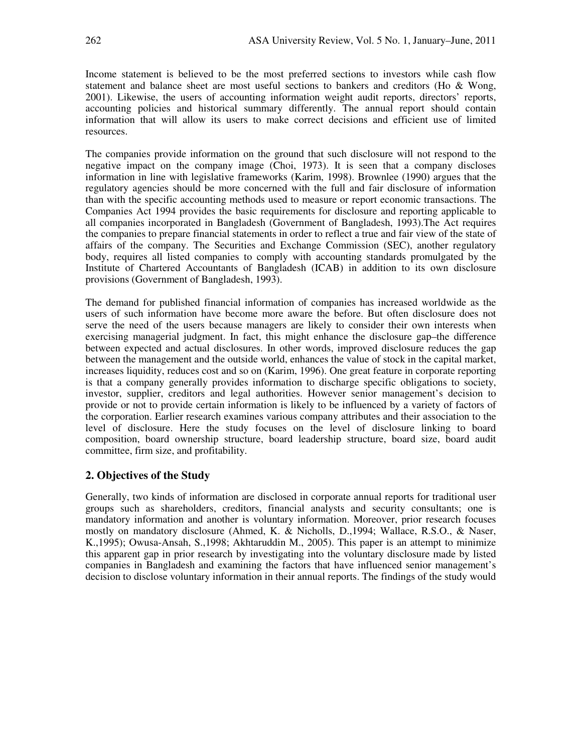Income statement is believed to be the most preferred sections to investors while cash flow statement and balance sheet are most useful sections to bankers and creditors (Ho & Wong, 2001). Likewise, the users of accounting information weight audit reports, directors' reports, accounting policies and historical summary differently. The annual report should contain information that will allow its users to make correct decisions and efficient use of limited resources.

The companies provide information on the ground that such disclosure will not respond to the negative impact on the company image (Choi, 1973). It is seen that a company discloses information in line with legislative frameworks (Karim, 1998). Brownlee (1990) argues that the regulatory agencies should be more concerned with the full and fair disclosure of information than with the specific accounting methods used to measure or report economic transactions. The Companies Act 1994 provides the basic requirements for disclosure and reporting applicable to all companies incorporated in Bangladesh (Government of Bangladesh, 1993).The Act requires the companies to prepare financial statements in order to reflect a true and fair view of the state of affairs of the company. The Securities and Exchange Commission (SEC), another regulatory body, requires all listed companies to comply with accounting standards promulgated by the Institute of Chartered Accountants of Bangladesh (ICAB) in addition to its own disclosure provisions (Government of Bangladesh, 1993).

The demand for published financial information of companies has increased worldwide as the users of such information have become more aware the before. But often disclosure does not serve the need of the users because managers are likely to consider their own interests when exercising managerial judgment. In fact, this might enhance the disclosure gap–the difference between expected and actual disclosures. In other words, improved disclosure reduces the gap between the management and the outside world, enhances the value of stock in the capital market, increases liquidity, reduces cost and so on (Karim, 1996). One great feature in corporate reporting is that a company generally provides information to discharge specific obligations to society, investor, supplier, creditors and legal authorities. However senior management's decision to provide or not to provide certain information is likely to be influenced by a variety of factors of the corporation. Earlier research examines various company attributes and their association to the level of disclosure. Here the study focuses on the level of disclosure linking to board composition, board ownership structure, board leadership structure, board size, board audit committee, firm size, and profitability.

## 2. Objectives of the Study

Generally, two kinds of information are disclosed in corporate annual reports for traditional user groups such as shareholders, creditors, financial analysts and security consultants; one is mandatory information and another is voluntary information. Moreover, prior research focuses mostly on mandatory disclosure (Ahmed, K. & Nicholls, D.,1994; Wallace, R.S.O., & Naser, K.,1995); Owusa-Ansah, S.,1998; Akhtaruddin M., 2005). This paper is an attempt to minimize this apparent gap in prior research by investigating into the voluntary disclosure made by listed companies in Bangladesh and examining the factors that have influenced senior management's decision to disclose voluntary information in their annual reports. The findings of the study would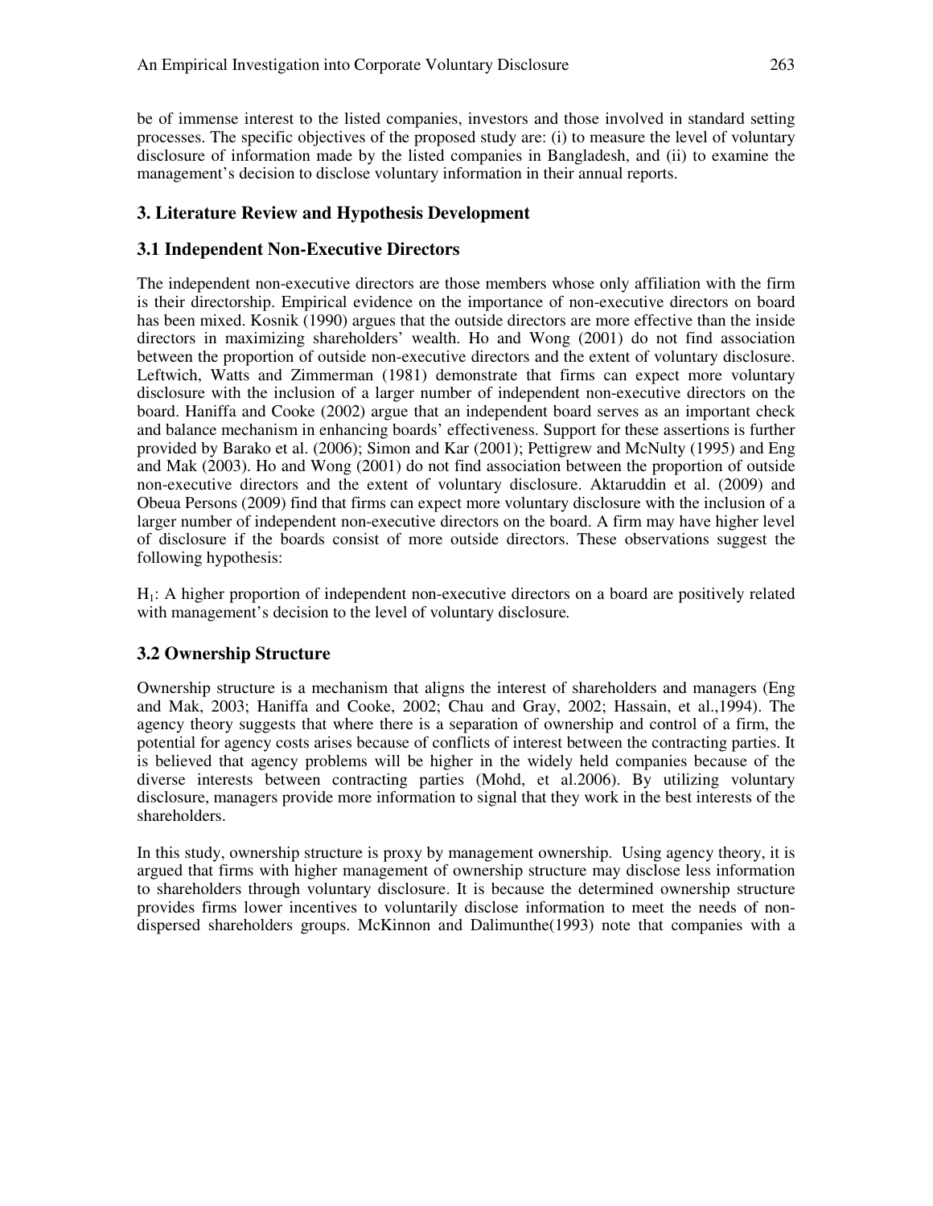be of immense interest to the listed companies, investors and those involved in standard setting processes. The specific objectives of the proposed study are: (i) to measure the level of voluntary disclosure of information made by the listed companies in Bangladesh, and (ii) to examine the management's decision to disclose voluntary information in their annual reports.

## 3. Literature Review and Hypothesis Development

### 3.1 Independent Non-Executive Directors

The independent non-executive directors are those members whose only affiliation with the firm is their directorship. Empirical evidence on the importance of non-executive directors on board has been mixed. Kosnik (1990) argues that the outside directors are more effective than the inside directors in maximizing shareholders' wealth. Ho and Wong (2001) do not find association between the proportion of outside non-executive directors and the extent of voluntary disclosure. Leftwich, Watts and Zimmerman (1981) demonstrate that firms can expect more voluntary disclosure with the inclusion of a larger number of independent non-executive directors on the board. Haniffa and Cooke (2002) argue that an independent board serves as an important check and balance mechanism in enhancing boards' effectiveness. Support for these assertions is further provided by Barako et al. (2006); Simon and Kar (2001); Pettigrew and McNulty (1995) and Eng and Mak (2003). Ho and Wong (2001) do not find association between the proportion of outside non-executive directors and the extent of voluntary disclosure. Aktaruddin et al. (2009) and Obeua Persons (2009) find that firms can expect more voluntary disclosure with the inclusion of a larger number of independent non-executive directors on the board. A firm may have higher level of disclosure if the boards consist of more outside directors. These observations suggest the following hypothesis:

$H_1$: A higher proportion of independent non-executive directors on a board are positively related with management's decision to the level of voluntary disclosure.

### 3.2 Ownership Structure

Ownership structure is a mechanism that aligns the interest of shareholders and managers (Eng and Mak, 2003; Haniffa and Cooke, 2002; Chau and Gray, 2002; Hassain, et al.,1994). The agency theory suggests that where there is a separation of ownership and control of a firm, the potential for agency costs arises because of conflicts of interest between the contracting parties. It is believed that agency problems will be higher in the widely held companies because of the diverse interests between contracting parties (Mohd, et al.2006). By utilizing voluntary disclosure, managers provide more information to signal that they work in the best interests of the shareholders.

In this study, ownership structure is proxy by management ownership. Using agency theory, it is argued that firms with higher management of ownership structure may disclose less information to shareholders through voluntary disclosure. It is because the determined ownership structure provides firms lower incentives to voluntarily disclose information to meet the needs of non-dispersed shareholders groups. McKinnon and Dalimunthe(1993) note that companies with a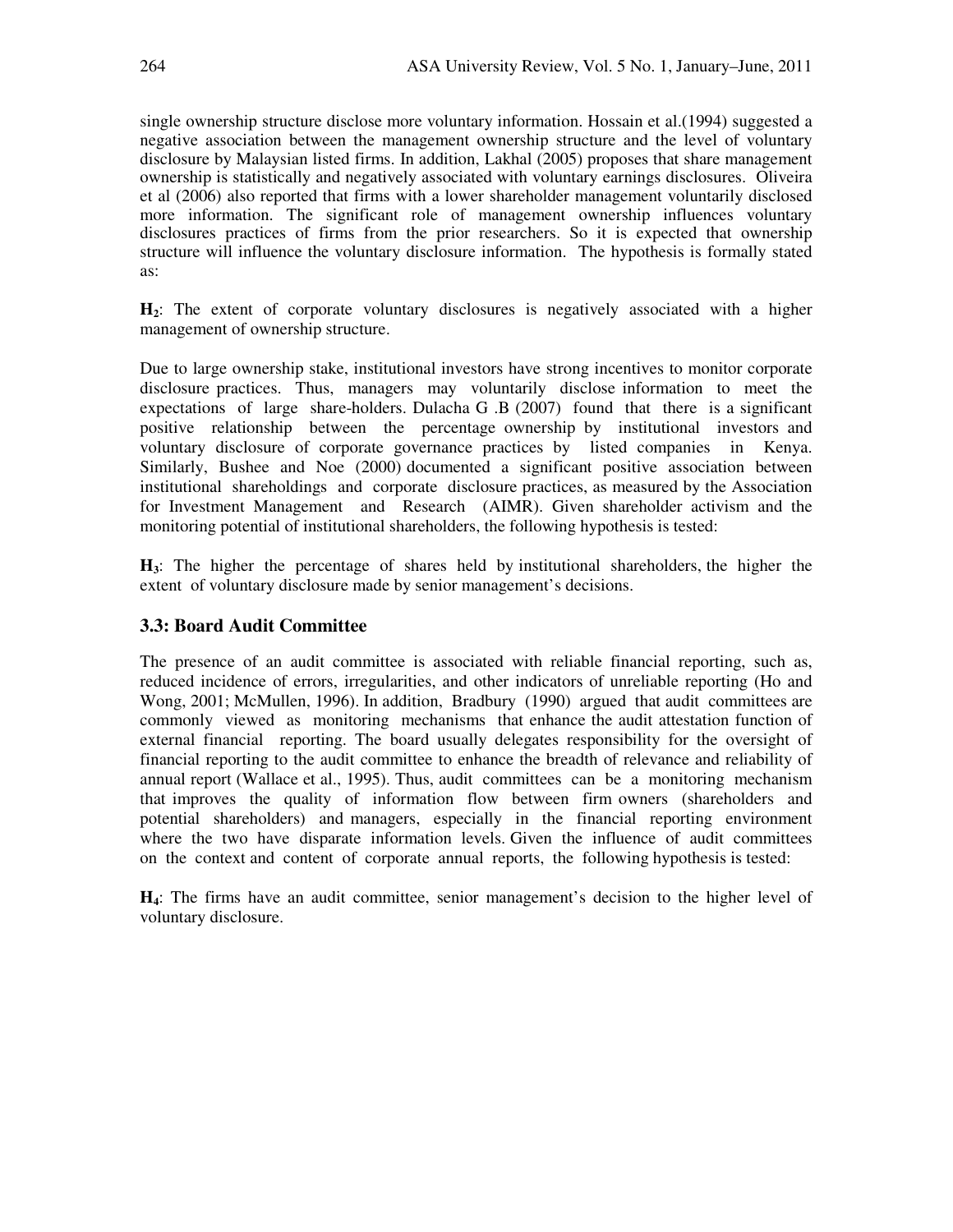single ownership structure disclose more voluntary information. Hossain et al.(1994) suggested a negative association between the management ownership structure and the level of voluntary disclosure by Malaysian listed firms. In addition, Lakhal (2005) proposes that share management ownership is statistically and negatively associated with voluntary earnings disclosures. Oliveira et al (2006) also reported that firms with a lower shareholder management voluntarily disclosed more information. The significant role of management ownership influences voluntary disclosures practices of firms from the prior researchers. So it is expected that ownership structure will influence the voluntary disclosure information. The hypothesis is formally stated as:

**H$_2$**: The extent of corporate voluntary disclosures is negatively associated with a higher management of ownership structure.

Due to large ownership stake, institutional investors have strong incentives to monitor corporate disclosure practices. Thus, managers may voluntarily disclose information to meet the expectations of large share-holders. Dulacha G .B (2007) found that there is a significant positive relationship between the percentage ownership by institutional investors and voluntary disclosure of corporate governance practices by listed companies in Kenya. Similarly, Bushee and Noe (2000) documented a significant positive association between institutional shareholdings and corporate disclosure practices, as measured by the Association for Investment Management and Research (AIMR). Given shareholder activism and the monitoring potential of institutional shareholders, the following hypothesis is tested:

**H$_3$**: The higher the percentage of shares held by institutional shareholders, the higher the extent of voluntary disclosure made by senior management's decisions.

### 3.3: Board Audit Committee

The presence of an audit committee is associated with reliable financial reporting, such as, reduced incidence of errors, irregularities, and other indicators of unreliable reporting (Ho and Wong, 2001; McMullen, 1996). In addition, Bradbury (1990) argued that audit committees are commonly viewed as monitoring mechanisms that enhance the audit attestation function of external financial reporting. The board usually delegates responsibility for the oversight of financial reporting to the audit committee to enhance the breadth of relevance and reliability of annual report (Wallace et al., 1995). Thus, audit committees can be a monitoring mechanism that improves the quality of information flow between firm owners (shareholders and potential shareholders) and managers, especially in the financial reporting environment where the two have disparate information levels. Given the influence of audit committees on the context and content of corporate annual reports, the following hypothesis is tested:

**H$_4$**: The firms have an audit committee, senior management's decision to the higher level of voluntary disclosure.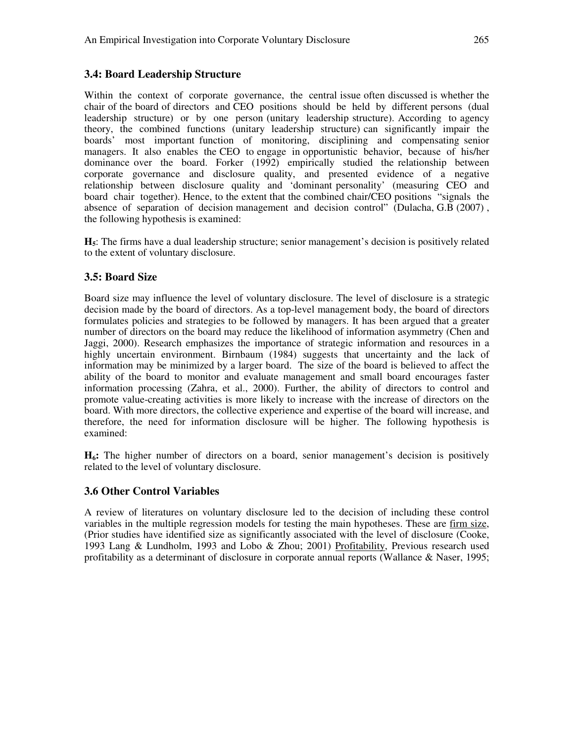### 3.4: Board Leadership Structure

Within the context of corporate governance, the central issue often discussed is whether the chair of the board of directors and CEO positions should be held by different persons (dual leadership structure) or by one person (unitary leadership structure). According to agency theory, the combined functions (unitary leadership structure) can significantly impair the boards' most important function of monitoring, disciplining and compensating senior managers. It also enables the CEO to engage in opportunistic behavior, because of his/her dominance over the board. Forker (1992) empirically studied the relationship between corporate governance and disclosure quality, and presented evidence of a negative relationship between disclosure quality and 'dominant personality' (measuring CEO and board chair together). Hence, to the extent that the combined chair/CEO positions "signals the absence of separation of decision management and decision control" (Dulacha, G.B (2007) , the following hypothesis is examined:

**$H_5$**: The firms have a dual leadership structure; senior management's decision is positively related to the extent of voluntary disclosure.

### 3.5: Board Size

Board size may influence the level of voluntary disclosure. The level of disclosure is a strategic decision made by the board of directors. As a top-level management body, the board of directors formulates policies and strategies to be followed by managers. It has been argued that a greater number of directors on the board may reduce the likelihood of information asymmetry (Chen and Jaggi, 2000). Research emphasizes the importance of strategic information and resources in a highly uncertain environment. Birnbaum (1984) suggests that uncertainty and the lack of information may be minimized by a larger board. The size of the board is believed to affect the ability of the board to monitor and evaluate management and small board encourages faster information processing (Zahra, et al., 2000). Further, the ability of directors to control and promote value-creating activities is more likely to increase with the increase of directors on the board. With more directors, the collective experience and expertise of the board will increase, and therefore, the need for information disclosure will be higher. The following hypothesis is examined:

**$H_6$:** The higher number of directors on a board, senior management's decision is positively related to the level of voluntary disclosure.

### 3.6 Other Control Variables

A review of literatures on voluntary disclosure led to the decision of including these control variables in the multiple regression models for testing the main hypotheses. These are <u>firm size</u>, (Prior studies have identified size as significantly associated with the level of disclosure (Cooke, 1993 Lang & Lundholm, 1993 and Lobo & Zhou; 2001) <u>Profitability</u>, Previous research used profitability as a determinant of disclosure in corporate annual reports (Wallance & Naser, 1995;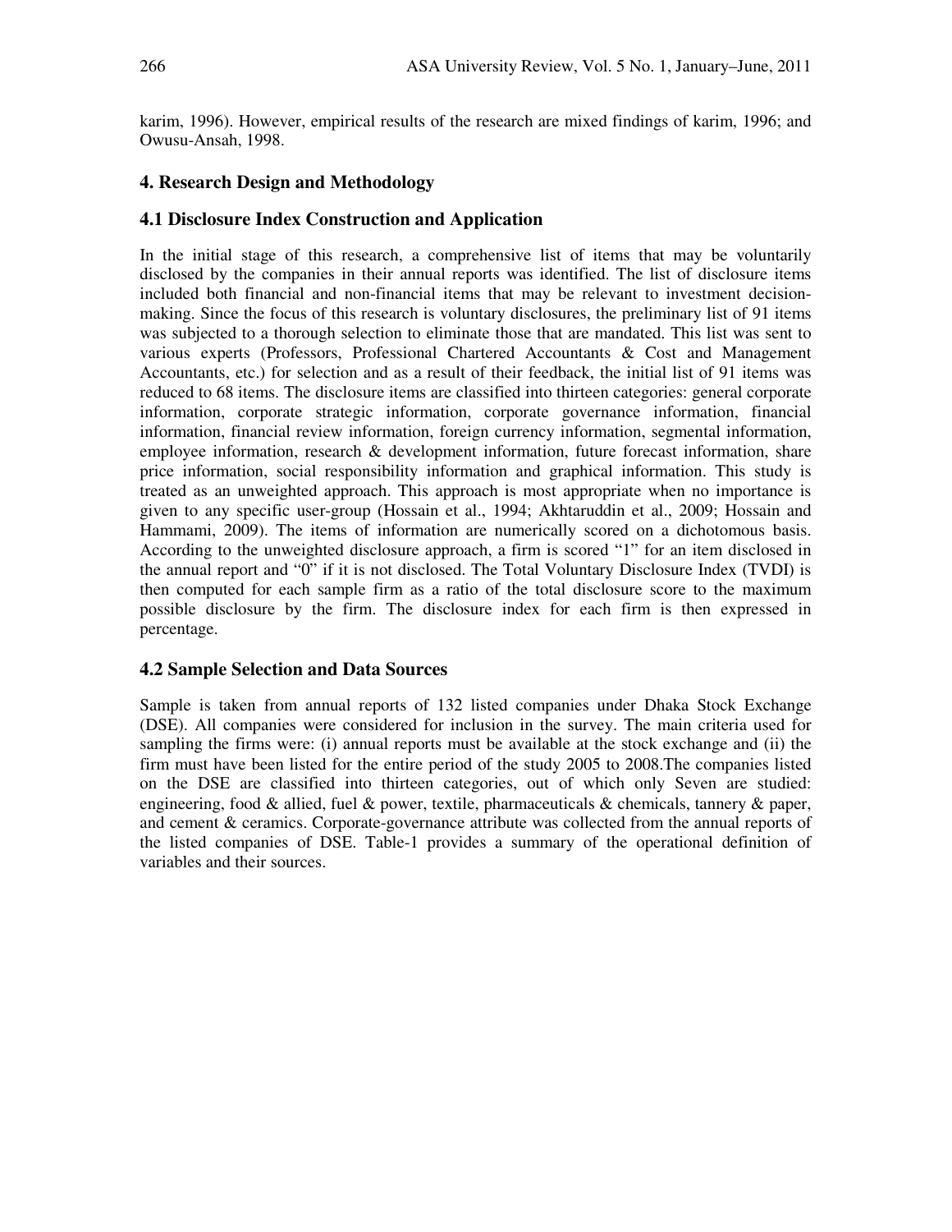karim, 1996). However, empirical results of the research are mixed findings of karim, 1996; and Owusu-Ansah, 1998.

## 4. Research Design and Methodology

### 4.1 Disclosure Index Construction and Application

In the initial stage of this research, a comprehensive list of items that may be voluntarily disclosed by the companies in their annual reports was identified. The list of disclosure items included both financial and non-financial items that may be relevant to investment decision-making. Since the focus of this research is voluntary disclosures, the preliminary list of 91 items was subjected to a thorough selection to eliminate those that are mandated. This list was sent to various experts (Professors, Professional Chartered Accountants & Cost and Management Accountants, etc.) for selection and as a result of their feedback, the initial list of 91 items was reduced to 68 items. The disclosure items are classified into thirteen categories: general corporate information, corporate strategic information, corporate governance information, financial information, financial review information, foreign currency information, segmental information, employee information, research & development information, future forecast information, share price information, social responsibility information and graphical information. This study is treated as an unweighted approach. This approach is most appropriate when no importance is given to any specific user-group (Hossain et al., 1994; Akhtaruddin et al., 2009; Hossain and Hammami, 2009). The items of information are numerically scored on a dichotomous basis. According to the unweighted disclosure approach, a firm is scored "1" for an item disclosed in the annual report and "0" if it is not disclosed. The Total Voluntary Disclosure Index (TVDI) is then computed for each sample firm as a ratio of the total disclosure score to the maximum possible disclosure by the firm. The disclosure index for each firm is then expressed in percentage.

### 4.2 Sample Selection and Data Sources

Sample is taken from annual reports of 132 listed companies under Dhaka Stock Exchange (DSE). All companies were considered for inclusion in the survey. The main criteria used for sampling the firms were: (i) annual reports must be available at the stock exchange and (ii) the firm must have been listed for the entire period of the study 2005 to 2008.The companies listed on the DSE are classified into thirteen categories, out of which only Seven are studied: engineering, food & allied, fuel & power, textile, pharmaceuticals & chemicals, tannery & paper, and cement & ceramics. Corporate-governance attribute was collected from the annual reports of the listed companies of DSE. Table-1 provides a summary of the operational definition of variables and their sources.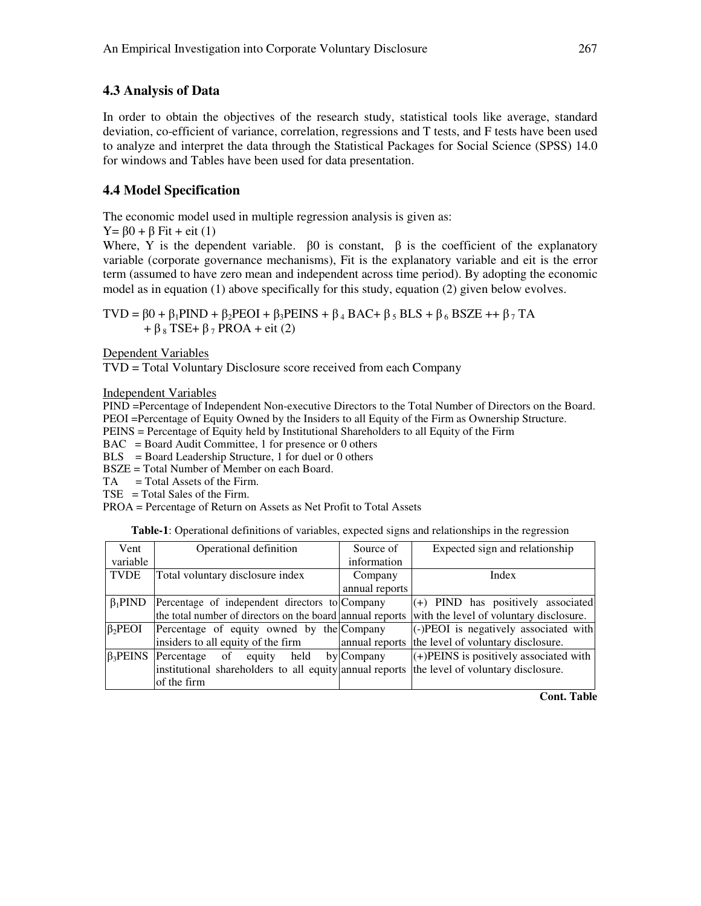## 4.3 Analysis of Data

In order to obtain the objectives of the research study, statistical tools like average, standard deviation, co-efficient of variance, correlation, regressions and T tests, and F tests have been used to analyze and interpret the data through the Statistical Packages for Social Science (SPSS) 14.0 for windows and Tables have been used for data presentation.

## 4.4 Model Specification

The economic model used in multiple regression analysis is given as:

$Y = \beta0 + \beta \text{ Fit} + \text{eit}$ (1)

Where, Y is the dependent variable. $\beta0$ is constant, $\beta$ is the coefficient of the explanatory variable (corporate governance mechanisms), Fit is the explanatory variable and eit is the error term (assumed to have zero mean and independent across time period). By adopting the economic model as in equation (1) above specifically for this study, equation (2) given below evolves.

$\text{TVD} = \beta0 + \beta_1\text{PIND} + \beta_2\text{PEOI} + \beta_3\text{PEINS} + \beta_4 \text{ BAC} + \beta_5 \text{ BLS} + \beta_6 \text{ BSZE} ++ \beta_7 \text{ TA} + \beta_8 \text{ TSE} + \beta_7 \text{ PROA} + \text{eit}$ (2)

Dependent Variables

TVD = Total Voluntary Disclosure score received from each Company

Independent Variables

PIND =Percentage of Independent Non-executive Directors to the Total Number of Directors on the Board.
PEOI =Percentage of Equity Owned by the Insiders to all Equity of the Firm as Ownership Structure.
PEINS = Percentage of Equity held by Institutional Shareholders to all Equity of the Firm
BAC = Board Audit Committee, 1 for presence or 0 others
BLS = Board Leadership Structure, 1 for duel or 0 others
BSZE = Total Number of Member on each Board.
TA = Total Assets of the Firm.
TSE = Total Sales of the Firm.
PROA = Percentage of Return on Assets as Net Profit to Total Assets

**Table-1**: Operational definitions of variables, expected signs and relationships in the regression

| Vent variable | Operational definition | Source of information | Expected sign and relationship |
|---|---|---|---|
| TVDE | Total voluntary disclosure index | Company annual reports | Index |
| $\beta_1$PIND | Percentage of independent directors to the total number of directors on the board | Company annual reports | (+) PIND has positively associated with the level of voluntary disclosure. |
| $\beta_2$PEOI | Percentage of equity owned by the insiders to all equity of the firm | Company annual reports | (-)PEOI is negatively associated with the level of voluntary disclosure. |
| $\beta_3$PEINS | Percentage of equity held by institutional shareholders to all equity of the firm | Company annual reports | (+)PEINS is positively associated with the level of voluntary disclosure. |

**Cont. Table**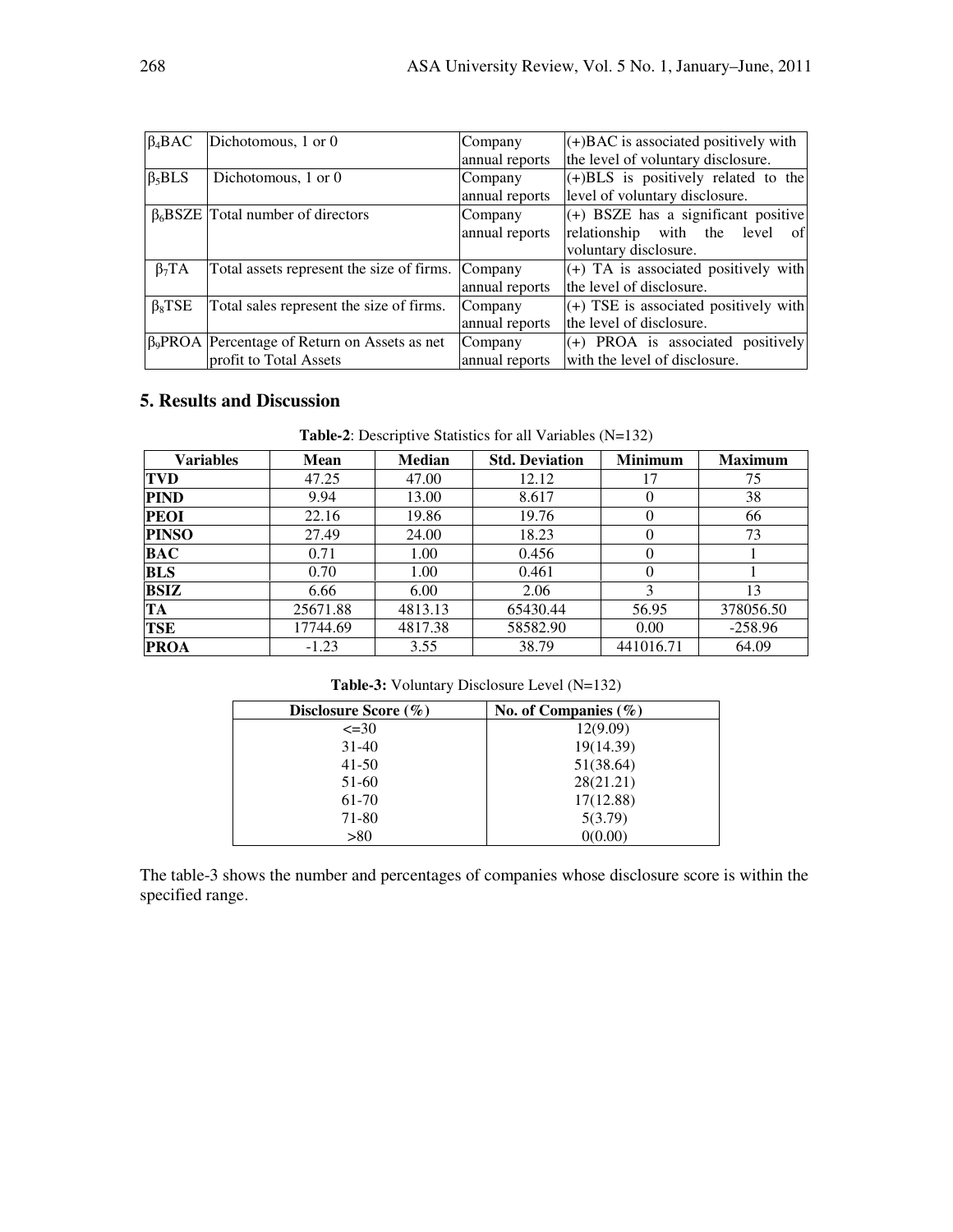| $\beta_4$BAC | Dichotomous, 1 or 0 | Company annual reports | (+)BAC is associated positively with the level of voluntary disclosure. |
|---|---|---|---|
| $\beta_5$BLS | Dichotomous, 1 or 0 | Company annual reports | (+)BLS is positively related to the level of voluntary disclosure. |
| $\beta_6$BSZE | Total number of directors | Company annual reports | (+) BSZE has a significant positive relationship with the level of voluntary disclosure. |
| $\beta_7$TA | Total assets represent the size of firms. | Company annual reports | (+) TA is associated positively with the level of disclosure. |
| $\beta_8$TSE | Total sales represent the size of firms. | Company annual reports | (+) TSE is associated positively with the level of disclosure. |
| $\beta_9$PROA | Percentage of Return on Assets as net profit to Total Assets | Company annual reports | (+) PROA is associated positively with the level of disclosure. |

## 5. Results and Discussion

**Table-2**: Descriptive Statistics for all Variables (N=132)

| Variables | Mean | Median | Std. Deviation | Minimum | Maximum |
|---|---|---|---|---|---|
| **TVD** | 47.25 | 47.00 | 12.12 | 17 | 75 |
| **PIND** | 9.94 | 13.00 | 8.617 | 0 | 38 |
| **PEOI** | 22.16 | 19.86 | 19.76 | 0 | 66 |
| **PINSO** | 27.49 | 24.00 | 18.23 | 0 | 73 |
| **BAC** | 0.71 | 1.00 | 0.456 | 0 | 1 |
| **BLS** | 0.70 | 1.00 | 0.461 | 0 | 1 |
| **BSIZ** | 6.66 | 6.00 | 2.06 | 3 | 13 |
| **TA** | 25671.88 | 4813.13 | 65430.44 | 56.95 | 378056.50 |
| **TSE** | 17744.69 | 4817.38 | 58582.90 | 0.00 | -258.96 |
| **PROA** | -1.23 | 3.55 | 38.79 | 441016.71 | 64.09 |

**Table-3:** Voluntary Disclosure Level (N=132)

| Disclosure Score (%) | No. of Companies (%) |
|---|---|
| <=30 | 12(9.09) |
| 31-40 | 19(14.39) |
| 41-50 | 51(38.64) |
| 51-60 | 28(21.21) |
| 61-70 | 17(12.88) |
| 71-80 | 5(3.79) |
| >80 | 0(0.00) |

The table-3 shows the number and percentages of companies whose disclosure score is within the specified range.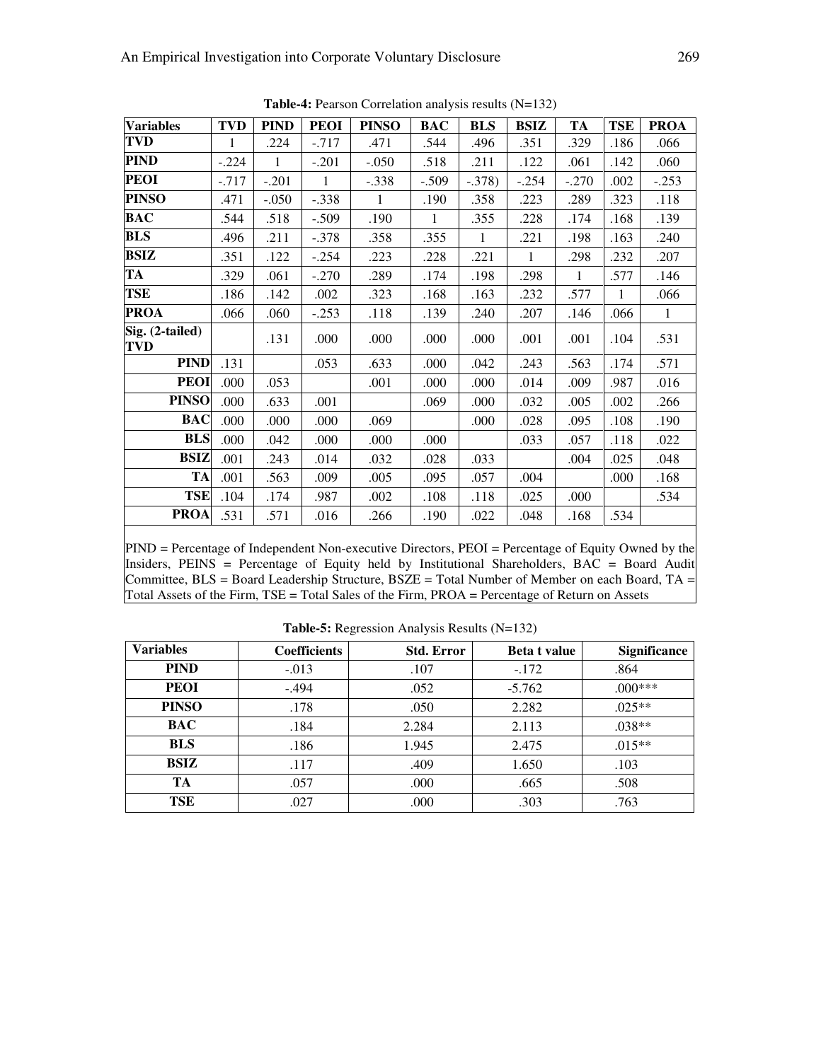**Table-4:** Pearson Correlation analysis results (N=132)

| Variables | TVD | PIND | PEOI | PINSO | BAC | BLS | BSIZ | TA | TSE | PROA |
|---|---|---|---|---|---|---|---|---|---|---|
| **TVD** | 1 | .224 | -.717 | .471 | .544 | .496 | .351 | .329 | .186 | .066 |
| **PIND** | -.224 | 1 | -.201 | -.050 | .518 | .211 | .122 | .061 | .142 | .060 |
| **PEOI** | -.717 | -.201 | 1 | -.338 | -.509 | -.378) | -.254 | -.270 | .002 | -.253 |
| **PINSO** | .471 | -.050 | -.338 | 1 | .190 | .358 | .223 | .289 | .323 | .118 |
| **BAC** | .544 | .518 | -.509 | .190 | 1 | .355 | .228 | .174 | .168 | .139 |
| **BLS** | .496 | .211 | -.378 | .358 | .355 | 1 | .221 | .198 | .163 | .240 |
| **BSIZ** | .351 | .122 | -.254 | .223 | .228 | .221 | 1 | .298 | .232 | .207 |
| **TA** | .329 | .061 | -.270 | .289 | .174 | .198 | .298 | 1 | .577 | .146 |
| **TSE** | .186 | .142 | .002 | .323 | .168 | .163 | .232 | .577 | 1 | .066 |
| **PROA** | .066 | .060 | -.253 | .118 | .139 | .240 | .207 | .146 | .066 | 1 |
| **Sig. (2-tailed) TVD** | | .131 | .000 | .000 | .000 | .000 | .001 | .001 | .104 | .531 |
| **PIND** | .131 | | .053 | .633 | .000 | .042 | .243 | .563 | .174 | .571 |
| **PEOI** | .000 | .053 | | .001 | .000 | .000 | .014 | .009 | .987 | .016 |
| **PINSO** | .000 | .633 | .001 | | .069 | .000 | .032 | .005 | .002 | .266 |
| **BAC** | .000 | .000 | .000 | .069 | | .000 | .028 | .095 | .108 | .190 |
| **BLS** | .000 | .042 | .000 | .000 | .000 | | .033 | .057 | .118 | .022 |
| **BSIZ** | .001 | .243 | .014 | .032 | .028 | .033 | | .004 | .025 | .048 |
| **TA** | .001 | .563 | .009 | .005 | .095 | .057 | .004 | | .000 | .168 |
| **TSE** | .104 | .174 | .987 | .002 | .108 | .118 | .025 | .000 | | .534 |
| **PROA** | .531 | .571 | .016 | .266 | .190 | .022 | .048 | .168 | .534 | |

PIND = Percentage of Independent Non-executive Directors, PEOI = Percentage of Equity Owned by the Insiders, PEINS = Percentage of Equity held by Institutional Shareholders, BAC = Board Audit Committee, BLS = Board Leadership Structure, BSZE = Total Number of Member on each Board, TA = Total Assets of the Firm, TSE = Total Sales of the Firm, PROA = Percentage of Return on Assets

**Table-5:** Regression Analysis Results (N=132)

| Variables | Coefficients | Std. Error | Beta t value | Significance |
|---|---|---|---|---|
| **PIND** | -.013 | .107 | -.172 | .864 |
| **PEOI** | -.494 | .052 | -5.762 | .000*** |
| **PINSO** | .178 | .050 | 2.282 | .025** |
| **BAC** | .184 | 2.284 | 2.113 | .038** |
| **BLS** | .186 | 1.945 | 2.475 | .015** |
| **BSIZ** | .117 | .409 | 1.650 | .103 |
| **TA** | .057 | .000 | .665 | .508 |
| **TSE** | .027 | .000 | .303 | .763 |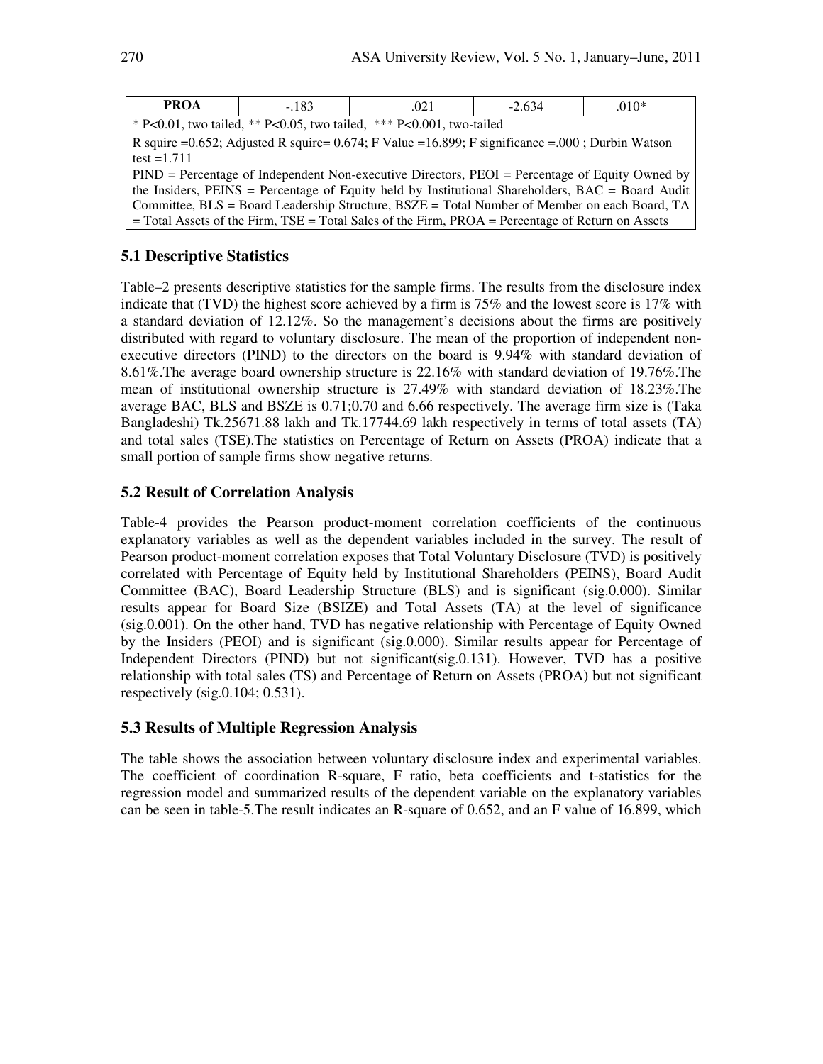| PROA | -.183 | .021 | -2.634 | .010* |
|---|---|---|---|---|
| * P<0.01, two tailed, ** P<0.05, two tailed, *** P<0.001, two-tailed | | | | |
| R squire =0.652; Adjusted R squire= 0.674; F Value =16.899; F significance =.000 ; Durbin Watson test =1.711 | | | | |
| PIND = Percentage of Independent Non-executive Directors, PEOI = Percentage of Equity Owned by the Insiders, PEINS = Percentage of Equity held by Institutional Shareholders, BAC = Board Audit Committee, BLS = Board Leadership Structure, BSZE = Total Number of Member on each Board, TA = Total Assets of the Firm, TSE = Total Sales of the Firm, PROA = Percentage of Return on Assets | | | | |

## 5.1 Descriptive Statistics

Table–2 presents descriptive statistics for the sample firms. The results from the disclosure index indicate that (TVD) the highest score achieved by a firm is 75% and the lowest score is 17% with a standard deviation of 12.12%. So the management's decisions about the firms are positively distributed with regard to voluntary disclosure. The mean of the proportion of independent non-executive directors (PIND) to the directors on the board is 9.94% with standard deviation of 8.61%.The average board ownership structure is 22.16% with standard deviation of 19.76%.The mean of institutional ownership structure is 27.49% with standard deviation of 18.23%.The average BAC, BLS and BSZE is 0.71;0.70 and 6.66 respectively. The average firm size is (Taka Bangladeshi) Tk.25671.88 lakh and Tk.17744.69 lakh respectively in terms of total assets (TA) and total sales (TSE).The statistics on Percentage of Return on Assets (PROA) indicate that a small portion of sample firms show negative returns.

## 5.2 Result of Correlation Analysis

Table-4 provides the Pearson product-moment correlation coefficients of the continuous explanatory variables as well as the dependent variables included in the survey. The result of Pearson product-moment correlation exposes that Total Voluntary Disclosure (TVD) is positively correlated with Percentage of Equity held by Institutional Shareholders (PEINS), Board Audit Committee (BAC), Board Leadership Structure (BLS) and is significant (sig.0.000). Similar results appear for Board Size (BSIZE) and Total Assets (TA) at the level of significance (sig.0.001). On the other hand, TVD has negative relationship with Percentage of Equity Owned by the Insiders (PEOI) and is significant (sig.0.000). Similar results appear for Percentage of Independent Directors (PIND) but not significant(sig.0.131). However, TVD has a positive relationship with total sales (TS) and Percentage of Return on Assets (PROA) but not significant respectively (sig.0.104; 0.531).

## 5.3 Results of Multiple Regression Analysis

The table shows the association between voluntary disclosure index and experimental variables. The coefficient of coordination R-square, F ratio, beta coefficients and t-statistics for the regression model and summarized results of the dependent variable on the explanatory variables can be seen in table-5.The result indicates an R-square of 0.652, and an F value of 16.899, which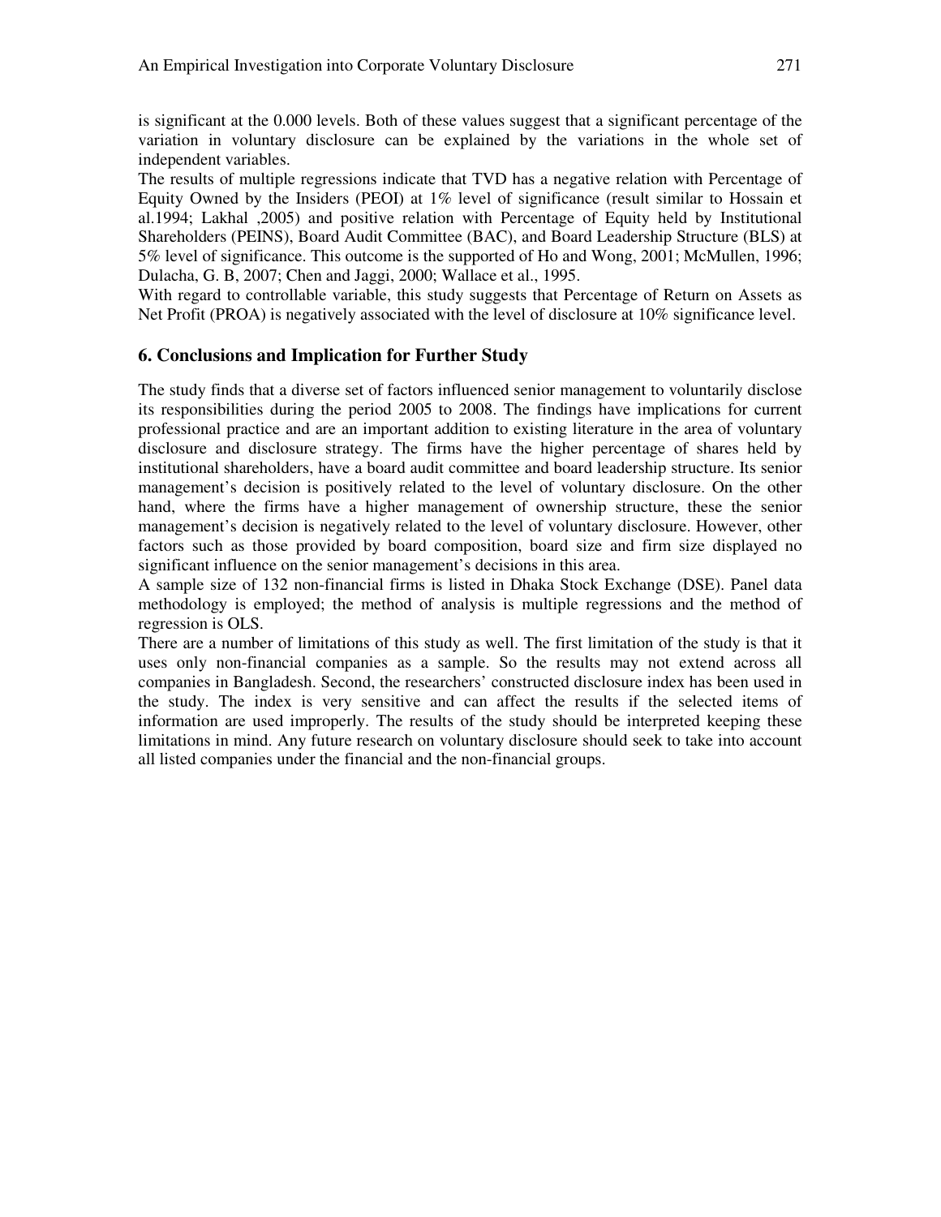is significant at the 0.000 levels. Both of these values suggest that a significant percentage of the variation in voluntary disclosure can be explained by the variations in the whole set of independent variables.

The results of multiple regressions indicate that TVD has a negative relation with Percentage of Equity Owned by the Insiders (PEOI) at 1% level of significance (result similar to Hossain et al.1994; Lakhal ,2005) and positive relation with Percentage of Equity held by Institutional Shareholders (PEINS), Board Audit Committee (BAC), and Board Leadership Structure (BLS) at 5% level of significance. This outcome is the supported of Ho and Wong, 2001; McMullen, 1996; Dulacha, G. B, 2007; Chen and Jaggi, 2000; Wallace et al., 1995.

With regard to controllable variable, this study suggests that Percentage of Return on Assets as Net Profit (PROA) is negatively associated with the level of disclosure at 10% significance level.

## 6. Conclusions and Implication for Further Study

The study finds that a diverse set of factors influenced senior management to voluntarily disclose its responsibilities during the period 2005 to 2008. The findings have implications for current professional practice and are an important addition to existing literature in the area of voluntary disclosure and disclosure strategy. The firms have the higher percentage of shares held by institutional shareholders, have a board audit committee and board leadership structure. Its senior management's decision is positively related to the level of voluntary disclosure. On the other hand, where the firms have a higher management of ownership structure, these the senior management's decision is negatively related to the level of voluntary disclosure. However, other factors such as those provided by board composition, board size and firm size displayed no significant influence on the senior management's decisions in this area.

A sample size of 132 non-financial firms is listed in Dhaka Stock Exchange (DSE). Panel data methodology is employed; the method of analysis is multiple regressions and the method of regression is OLS.

There are a number of limitations of this study as well. The first limitation of the study is that it uses only non-financial companies as a sample. So the results may not extend across all companies in Bangladesh. Second, the researchers' constructed disclosure index has been used in the study. The index is very sensitive and can affect the results if the selected items of information are used improperly. The results of the study should be interpreted keeping these limitations in mind. Any future research on voluntary disclosure should seek to take into account all listed companies under the financial and the non-financial groups.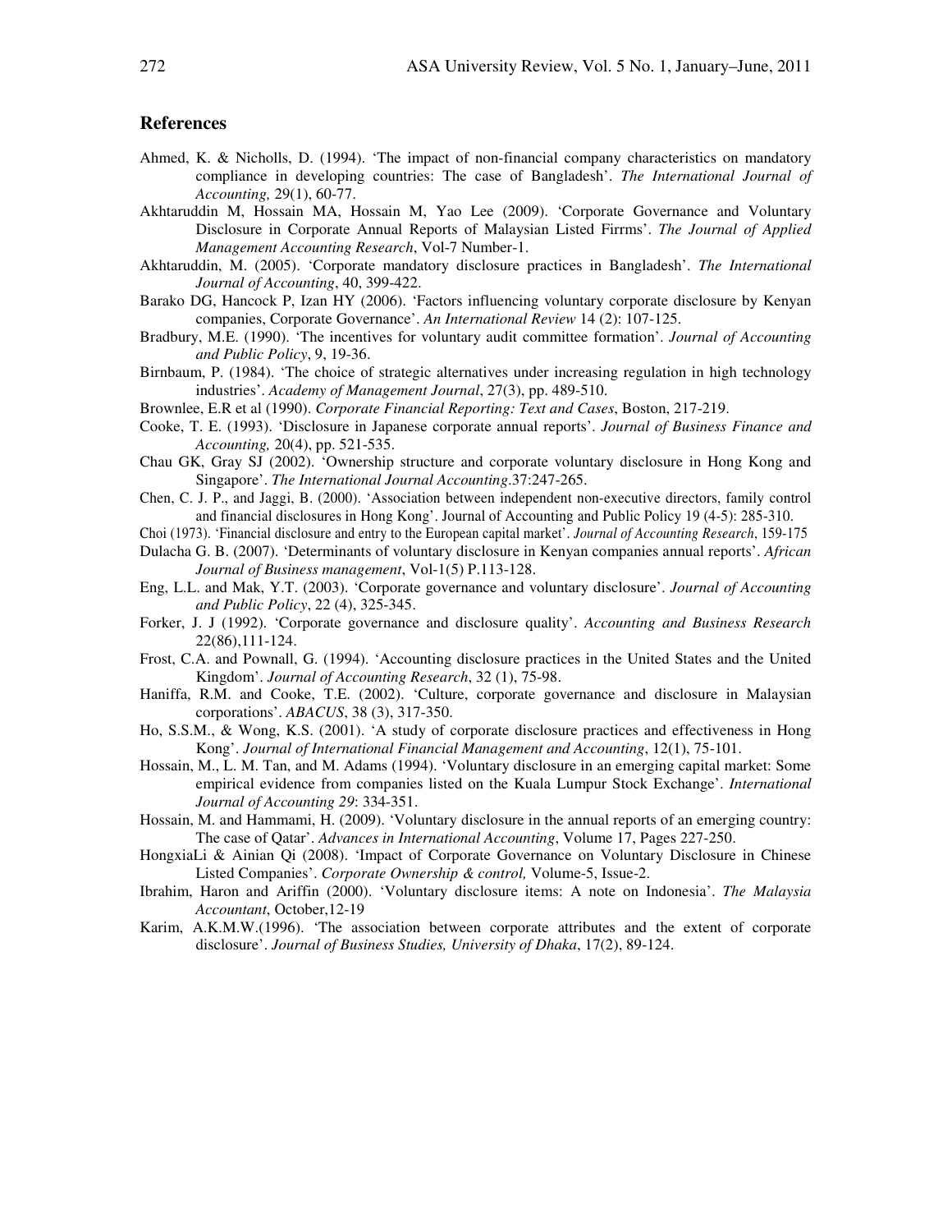## References

Ahmed, K. & Nicholls, D. (1994). 'The impact of non-financial company characteristics on mandatory compliance in developing countries: The case of Bangladesh'. *The International Journal of Accounting,* 29(1), 60-77.

Akhtaruddin M, Hossain MA, Hossain M, Yao Lee (2009). 'Corporate Governance and Voluntary Disclosure in Corporate Annual Reports of Malaysian Listed Firrms'. *The Journal of Applied Management Accounting Research*, Vol-7 Number-1.

Akhtaruddin, M. (2005). 'Corporate mandatory disclosure practices in Bangladesh'. *The International Journal of Accounting*, 40, 399-422.

Barako DG, Hancock P, Izan HY (2006). 'Factors influencing voluntary corporate disclosure by Kenyan companies, Corporate Governance'. *An International Review* 14 (2): 107-125.

Bradbury, M.E. (1990). 'The incentives for voluntary audit committee formation'. *Journal of Accounting and Public Policy*, 9, 19-36.

Birnbaum, P. (1984). 'The choice of strategic alternatives under increasing regulation in high technology industries'. *Academy of Management Journal*, 27(3), pp. 489-510.

Brownlee, E.R et al (1990). *Corporate Financial Reporting: Text and Cases*, Boston, 217-219.

Cooke, T. E. (1993). 'Disclosure in Japanese corporate annual reports'. *Journal of Business Finance and Accounting,* 20(4), pp. 521-535.

Chau GK, Gray SJ (2002). 'Ownership structure and corporate voluntary disclosure in Hong Kong and Singapore'. *The International Journal Accounting*.37:247-265.

Chen, C. J. P., and Jaggi, B. (2000). 'Association between independent non-executive directors, family control and financial disclosures in Hong Kong'. Journal of Accounting and Public Policy 19 (4-5): 285-310.

Choi (1973). 'Financial disclosure and entry to the European capital market'. *Journal of Accounting Research*, 159-175

Dulacha G. B. (2007). 'Determinants of voluntary disclosure in Kenyan companies annual reports'. *African Journal of Business management*, Vol-1(5) P.113-128.

Eng, L.L. and Mak, Y.T. (2003). 'Corporate governance and voluntary disclosure'. *Journal of Accounting and Public Policy*, 22 (4), 325-345.

Forker, J. J (1992). 'Corporate governance and disclosure quality'. *Accounting and Business Research* 22(86),111-124.

Frost, C.A. and Pownall, G. (1994). 'Accounting disclosure practices in the United States and the United Kingdom'. *Journal of Accounting Research*, 32 (1), 75-98.

Haniffa, R.M. and Cooke, T.E. (2002). 'Culture, corporate governance and disclosure in Malaysian corporations'. *ABACUS*, 38 (3), 317-350.

Ho, S.S.M., & Wong, K.S. (2001). 'A study of corporate disclosure practices and effectiveness in Hong Kong'. *Journal of International Financial Management and Accounting*, 12(1), 75-101.

Hossain, M., L. M. Tan, and M. Adams (1994). 'Voluntary disclosure in an emerging capital market: Some empirical evidence from companies listed on the Kuala Lumpur Stock Exchange'. *International Journal of Accounting 29*: 334-351.

Hossain, M. and Hammami, H. (2009). 'Voluntary disclosure in the annual reports of an emerging country: The case of Qatar'. *Advances in International Accounting*, Volume 17, Pages 227-250.

HongxiaLi & Ainian Qi (2008). 'Impact of Corporate Governance on Voluntary Disclosure in Chinese Listed Companies'. *Corporate Ownership & control,* Volume-5, Issue-2.

Ibrahim, Haron and Ariffin (2000). 'Voluntary disclosure items: A note on Indonesia'. *The Malaysia Accountant*, October,12-19

Karim, A.K.M.W.(1996). 'The association between corporate attributes and the extent of corporate disclosure'. *Journal of Business Studies, University of Dhaka*, 17(2), 89-124.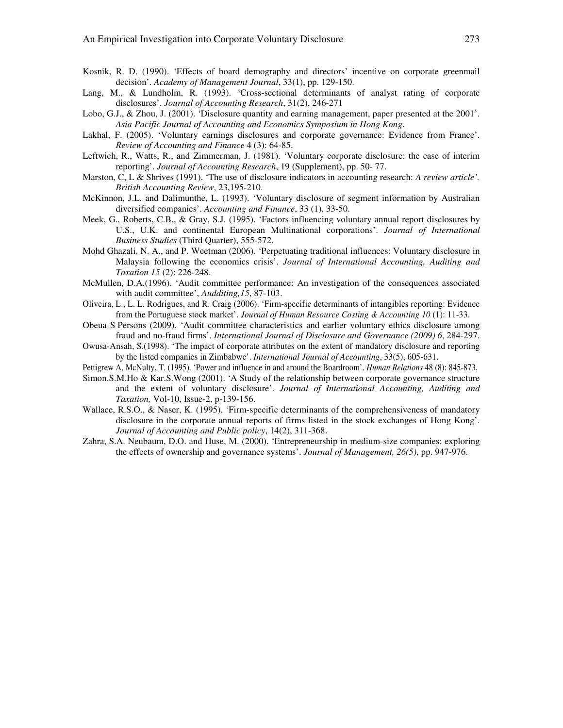Kosnik, R. D. (1990). 'Effects of board demography and directors' incentive on corporate greenmail decision'. *Academy of Management Journal*, 33(1), pp. 129-150.

Lang, M., & Lundholm, R. (1993). 'Cross-sectional determinants of analyst rating of corporate disclosures'. *Journal of Accounting Research*, 31(2), 246-271

Lobo, G.J., & Zhou, J. (2001). 'Disclosure quantity and earning management, paper presented at the 2001'. *Asia Pacific Journal of Accounting and Economics Symposium in Hong Kong*.

Lakhal, F. (2005). 'Voluntary earnings disclosures and corporate governance: Evidence from France'. *Review of Accounting and Finance* 4 (3): 64-85.

Leftwich, R., Watts, R., and Zimmerman, J. (1981). 'Voluntary corporate disclosure: the case of interim reporting'. *Journal of Accounting Research*, 19 (Supplement), pp. 50- 77.

Marston, C, L & Shrives (1991). 'The use of disclosure indicators in accounting research: *A review article'. British Accounting Review*, 23,195-210.

McKinnon, J.L. and Dalimunthe, L. (1993). 'Voluntary disclosure of segment information by Australian diversified companies'. *Accounting and Finance*, 33 (1), 33-50.

Meek, G., Roberts, C.B., & Gray, S.J. (1995). 'Factors influencing voluntary annual report disclosures by U.S., U.K. and continental European Multinational corporations'. *Journal of International Business Studies* (Third Quarter), 555-572.

Mohd Ghazali, N. A., and P. Weetman (2006). 'Perpetuating traditional influences: Voluntary disclosure in Malaysia following the economics crisis'. *Journal of International Accounting, Auditing and Taxation 15* (2): 226-248.

McMullen, D.A.(1996). 'Audit committee performance: An investigation of the consequences associated with audit committee', *Audditing,15*, 87-103.

Oliveira, L., L. L. Rodrigues, and R. Craig (2006). 'Firm-specific determinants of intangibles reporting: Evidence from the Portuguese stock market'. *Journal of Human Resource Costing & Accounting 10* (1): 11-33.

Obeua S Persons (2009). 'Audit committee characteristics and earlier voluntary ethics disclosure among fraud and no-fraud firms'. *International Journal of Disclosure and Governance (2009) 6*, 284-297.

Owusa-Ansah, S.(1998). 'The impact of corporate attributes on the extent of mandatory disclosure and reporting by the listed companies in Zimbabwe'. *International Journal of Accounting*, 33(5), 605-631.

Pettigrew A, McNulty, T. (1995). 'Power and influence in and around the Boardroom'. *Human Relations* 48 (8): 845-873.

Simon.S.M.Ho & Kar.S.Wong (2001). 'A Study of the relationship between corporate governance structure and the extent of voluntary disclosure'. *Journal of International Accounting, Auditing and Taxation,* Vol-10, Issue-2, p-139-156.

Wallace, R.S.O., & Naser, K. (1995). 'Firm-specific determinants of the comprehensiveness of mandatory disclosure in the corporate annual reports of firms listed in the stock exchanges of Hong Kong'. *Journal of Accounting and Public policy*, 14(2), 311-368.

Zahra, S.A. Neubaum, D.O. and Huse, M. (2000). 'Entrepreneurship in medium-size companies: exploring the effects of ownership and governance systems'. *Journal of Management, 26(5)*, pp. 947-976.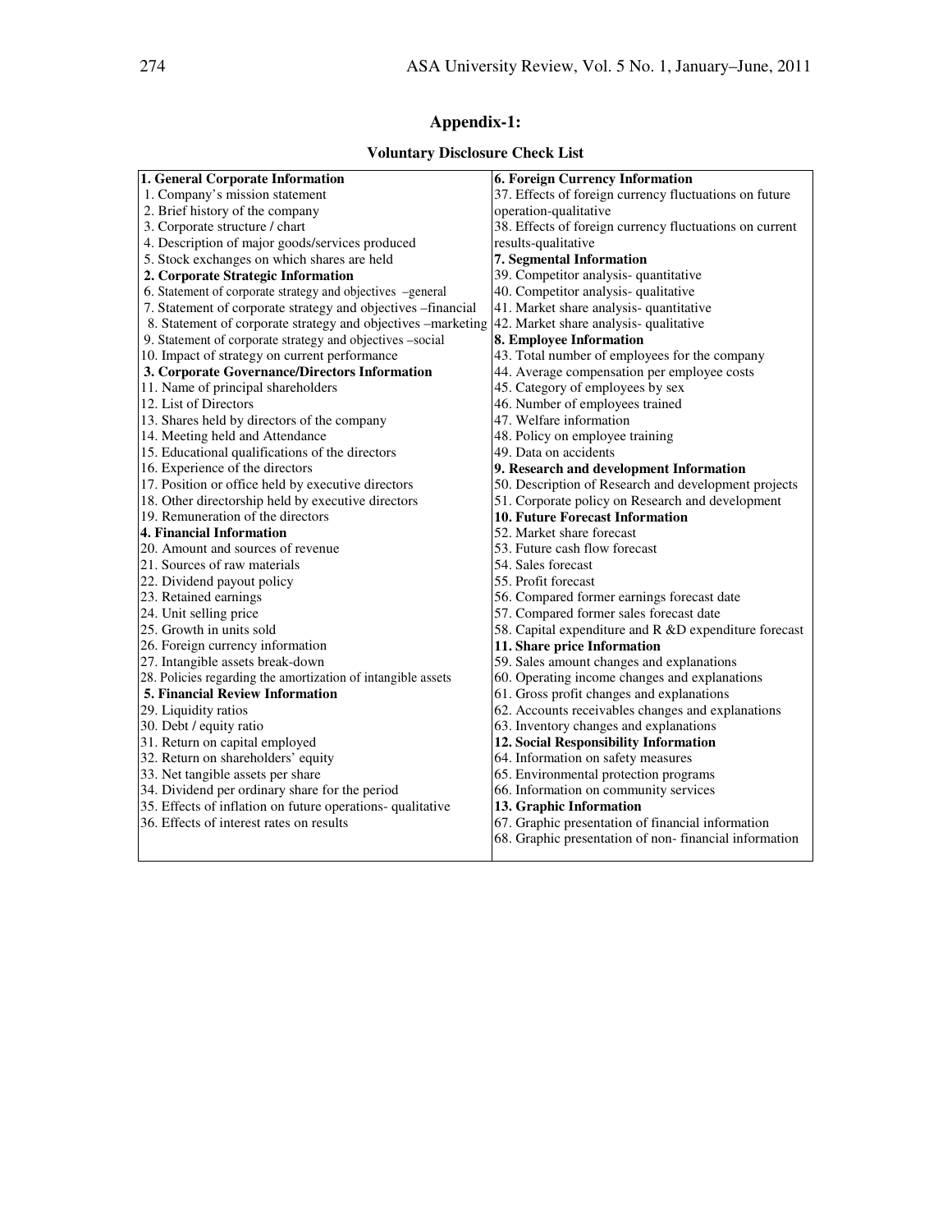## Appendix-1:

### Voluntary Disclosure Check List

| | |
|---|---|
| **1. General Corporate Information** | **6. Foreign Currency Information** |
| 1. Company's mission statement | 37. Effects of foreign currency fluctuations on future operation-qualitative |
| 2. Brief history of the company | 38. Effects of foreign currency fluctuations on current results-qualitative |
| 3. Corporate structure / chart | **7. Segmental Information** |
| 4. Description of major goods/services produced | 39. Competitor analysis- quantitative |
| 5. Stock exchanges on which shares are held | 40. Competitor analysis- qualitative |
| **2. Corporate Strategic Information** | 41. Market share analysis- quantitative |
| 6. Statement of corporate strategy and objectives –general | 42. Market share analysis- qualitative |
| 7. Statement of corporate strategy and objectives –financial | **8. Employee Information** |
| 8. Statement of corporate strategy and objectives –marketing | 43. Total number of employees for the company |
| 9. Statement of corporate strategy and objectives –social | 44. Average compensation per employee costs |
| 10. Impact of strategy on current performance | 45. Category of employees by sex |
| **3. Corporate Governance/Directors Information** | 46. Number of employees trained |
| 11. Name of principal shareholders | 47. Welfare information |
| 12. List of Directors | 48. Policy on employee training |
| 13. Shares held by directors of the company | 49. Data on accidents |
| 14. Meeting held and Attendance | **9. Research and development Information** |
| 15. Educational qualifications of the directors | 50. Description of Research and development projects |
| 16. Experience of the directors | 51. Corporate policy on Research and development |
| 17. Position or office held by executive directors | **10. Future Forecast Information** |
| 18. Other directorship held by executive directors | 52. Market share forecast |
| 19. Remuneration of the directors | 53. Future cash flow forecast |
| **4. Financial Information** | 54. Sales forecast |
| 20. Amount and sources of revenue | 55. Profit forecast |
| 21. Sources of raw materials | 56. Compared former earnings forecast date |
| 22. Dividend payout policy | 57. Compared former sales forecast date |
| 23. Retained earnings | 58. Capital expenditure and R &D expenditure forecast |
| 24. Unit selling price | **11. Share price Information** |
| 25. Growth in units sold | 59. Sales amount changes and explanations |
| 26. Foreign currency information | 60. Operating income changes and explanations |
| 27. Intangible assets break-down | 61. Gross profit changes and explanations |
| 28. Policies regarding the amortization of intangible assets | 62. Accounts receivables changes and explanations |
| **5. Financial Review Information** | 63. Inventory changes and explanations |
| 29. Liquidity ratios | **12. Social Responsibility Information** |
| 30. Debt / equity ratio | 64. Information on safety measures |
| 31. Return on capital employed | 65. Environmental protection programs |
| 32. Return on shareholders' equity | 66. Information on community services |
| 33. Net tangible assets per share | **13. Graphic Information** |
| 34. Dividend per ordinary share for the period | 67. Graphic presentation of financial information |
| 35. Effects of inflation on future operations- qualitative | 68. Graphic presentation of non- financial information |
| 36. Effects of interest rates on results | |